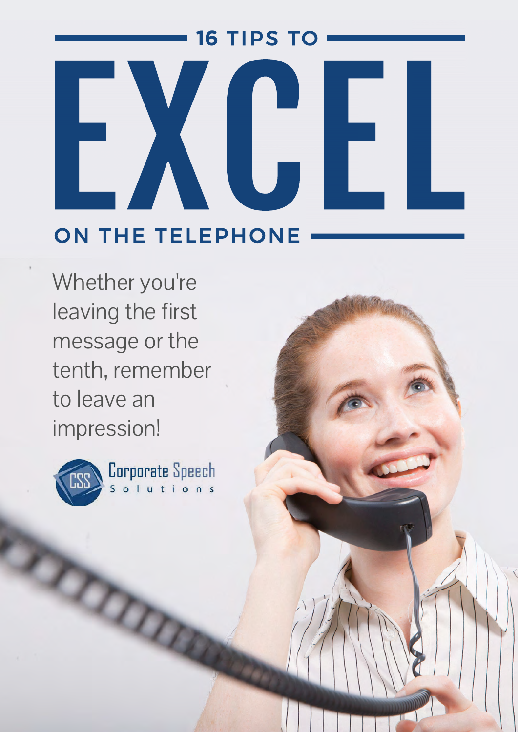# 16 TIPS TO EXCEL ON THE TELEPHONE

Whether you're leaving the first message or the tenth, remember to leave an impression!

Corporate Speech Solutions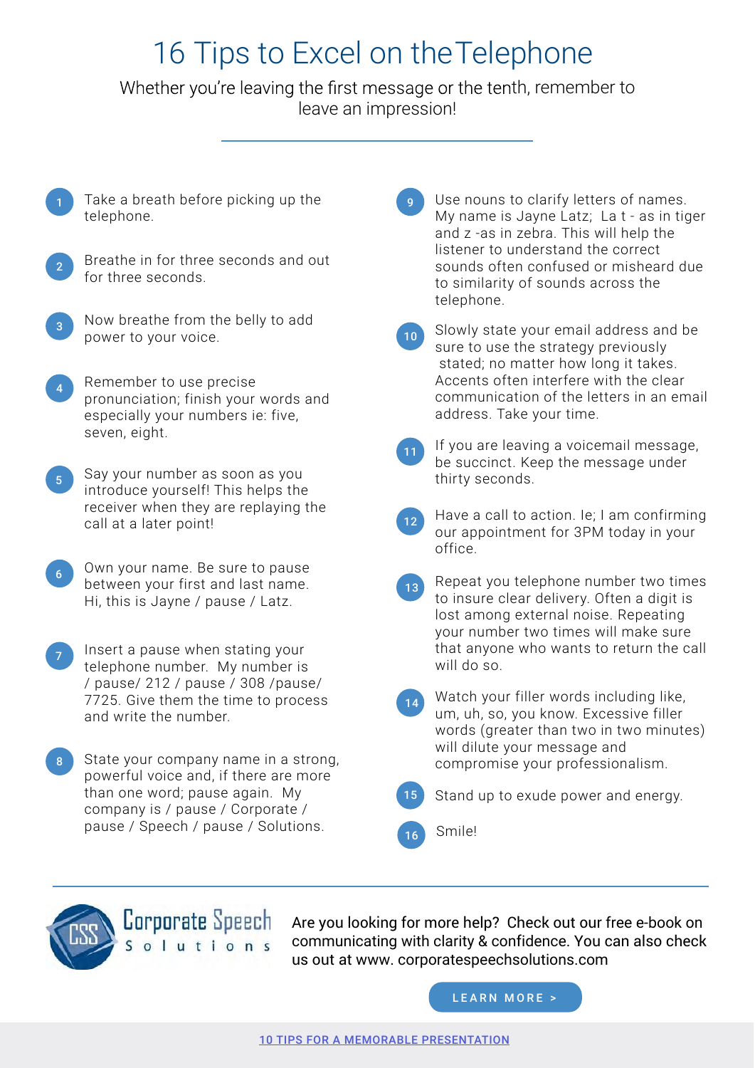# 16 Tips to Excel on the Telephone

Whether you're leaving the first message or the tenth, remember to leave an impression!

1. Take a breath before picking up the telephone.
2. Breathe in for three seconds and out for three seconds.
3. Now breathe from the belly to add power to your voice.
4. Remember to use precise pronunciation; finish your words and especially your numbers ie: five, seven, eight.
5. Say your number as soon as you introduce yourself! This helps the receiver when they are replaying the call at a later point!
6. Own your name. Be sure to pause between your first and last name. Hi, this is Jayne / pause / Latz.
7. Insert a pause when stating your telephone number. My number is / pause/ 212 / pause / 308 /pause/ 7725. Give them the time to process and write the number.
8. State your company name in a strong, powerful voice and, if there are more than one word; pause again. My company is / pause / Corporate / pause / Speech / pause / Solutions.
9. Use nouns to clarify letters of names. My name is Jayne Latz; La t - as in tiger and z -as in zebra. This will help the listener to understand the correct sounds often confused or misheard due to similarity of sounds across the telephone.
10. Slowly state your email address and be sure to use the strategy previously stated; no matter how long it takes. Accents often interfere with the clear communication of the letters in an email address. Take your time.
11. If you are leaving a voicemail message, be succinct. Keep the message under thirty seconds.
12. Have a call to action. Ie; I am confirming our appointment for 3PM today in your office.
13. Repeat you telephone number two times to insure clear delivery. Often a digit is lost among external noise. Repeating your number two times will make sure that anyone who wants to return the call will do so.
14. Watch your filler words including like, um, uh, so, you know. Excessive filler words (greater than two in two minutes) will dilute your message and compromise your professionalism.
15. Stand up to exude power and energy.
16. Smile!

---

CSS Corporate Speech Solutions

Are you looking for more help? Check out our free e-book on communicating with clarity & confidence. You can also check us out at www. corporatespeechsolutions.com

LEARN MORE >

10 TIPS FOR A MEMORABLE PRESENTATION